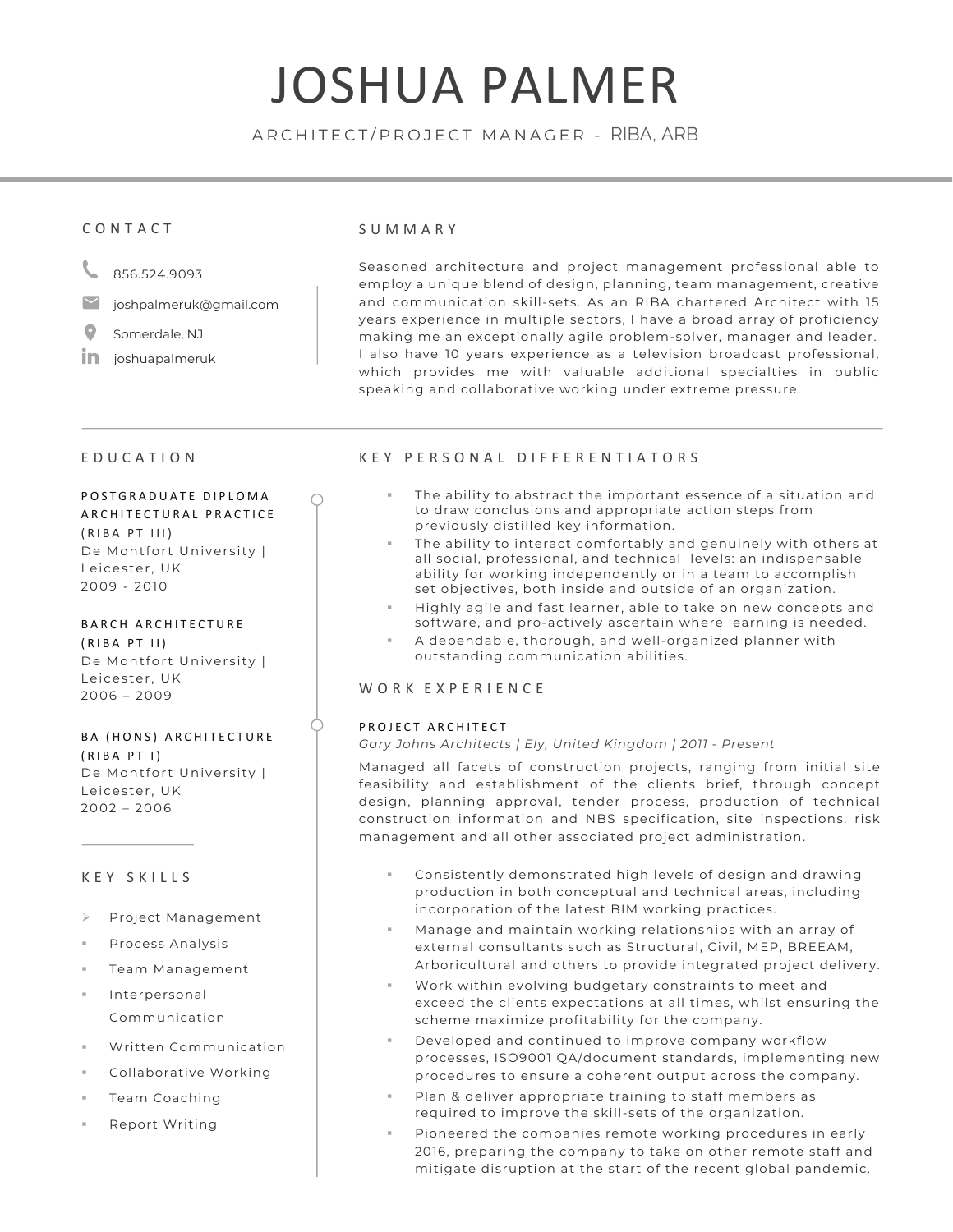# JOSHUA PALMER

ARCHITECT/PROJECT MANAGER - RIBA, ARB

## CONTACT

856.524.9093

joshpalmeruk@gmail.com

Somerdale, NJ

joshuapalmeruk

## SUMMARY

Seasoned architecture and project management professional able to employ a unique blend of design, planning, team management, creative and communication skill-sets. As an RIBA chartered Architect with 15 years experience in multiple sectors, I have a broad array of proficiency making me an exceptionally agile problem-solver, manager and leader. I also have 10 years experience as a television broadcast professional, which provides me with valuable additional specialties in public speaking and collaborative working under extreme pressure.

## EDUCATION

**POSTGRADUATE DIPLOMA ARCHITECTURAL PRACTICE (RIBA PT III)**
De Montfort University | Leicester, UK
2009 - 2010

**BARCH ARCHITECTURE (RIBA PT II)**
De Montfort University | Leicester, UK
2006 – 2009

**BA (HONS) ARCHITECTURE (RIBA PT I)**
De Montfort University | Leicester, UK
2002 – 2006

## KEY SKILLS

- Project Management
- Process Analysis
- Team Management
- Interpersonal Communication
- Written Communication
- Collaborative Working
- Team Coaching
- Report Writing

## KEY PERSONAL DIFFERENTIATORS

- The ability to abstract the important essence of a situation and to draw conclusions and appropriate action steps from previously distilled key information.
- The ability to interact comfortably and genuinely with others at all social, professional, and technical levels: an indispensable ability for working independently or in a team to accomplish set objectives, both inside and outside of an organization.
- Highly agile and fast learner, able to take on new concepts and software, and pro-actively ascertain where learning is needed.
- A dependable, thorough, and well-organized planner with outstanding communication abilities.

## WORK EXPERIENCE

**PROJECT ARCHITECT**
*Gary Johns Architects | Ely, United Kingdom | 2011 - Present*

Managed all facets of construction projects, ranging from initial site feasibility and establishment of the clients brief, through concept design, planning approval, tender process, production of technical construction information and NBS specification, site inspections, risk management and all other associated project administration.

- Consistently demonstrated high levels of design and drawing production in both conceptual and technical areas, including incorporation of the latest BIM working practices.
- Manage and maintain working relationships with an array of external consultants such as Structural, Civil, MEP, BREEAM, Arboricultural and others to provide integrated project delivery.
- Work within evolving budgetary constraints to meet and exceed the clients expectations at all times, whilst ensuring the scheme maximize profitability for the company.
- Developed and continued to improve company workflow processes, ISO9001 QA/document standards, implementing new procedures to ensure a coherent output across the company.
- Plan & deliver appropriate training to staff members as required to improve the skill-sets of the organization.
- Pioneered the companies remote working procedures in early 2016, preparing the company to take on other remote staff and mitigate disruption at the start of the recent global pandemic.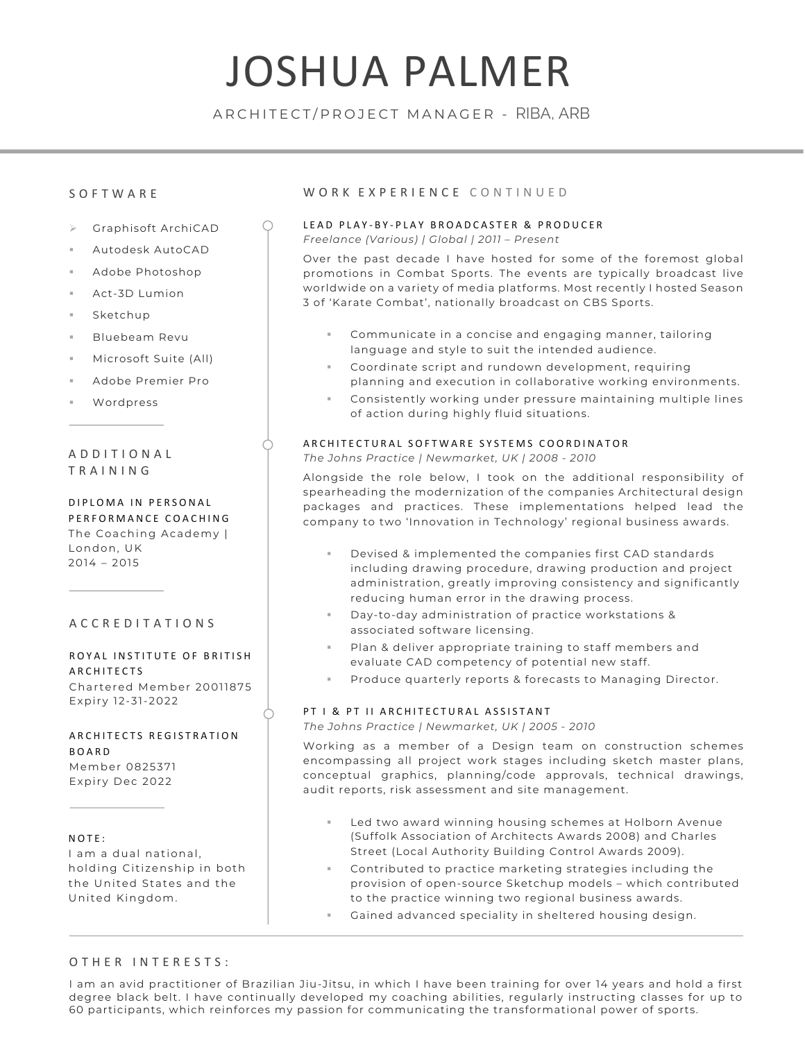# JOSHUA PALMER

ARCHITECT/PROJECT MANAGER - RIBA, ARB

## SOFTWARE

- Graphisoft ArchiCAD
- Autodesk AutoCAD
- Adobe Photoshop
- Act-3D Lumion
- Sketchup
- Bluebeam Revu
- Microsoft Suite (All)
- Adobe Premier Pro
- Wordpress

## ADDITIONAL TRAINING

**DIPLOMA IN PERSONAL PERFORMANCE COACHING**
The Coaching Academy | London, UK
2014 – 2015

## ACCREDITATIONS

**ROYAL INSTITUTE OF BRITISH ARCHITECTS**
Chartered Member 20011875
Expiry 12-31-2022

**ARCHITECTS REGISTRATION BOARD**
Member 0825371
Expiry Dec 2022

**NOTE:**
I am a dual national, holding Citizenship in both the United States and the United Kingdom.

## WORK EXPERIENCE CONTINUED

### LEAD PLAY-BY-PLAY BROADCASTER & PRODUCER

*Freelance (Various) | Global | 2011 – Present*

Over the past decade I have hosted for some of the foremost global promotions in Combat Sports. The events are typically broadcast live worldwide on a variety of media platforms. Most recently I hosted Season 3 of 'Karate Combat', nationally broadcast on CBS Sports.

- Communicate in a concise and engaging manner, tailoring language and style to suit the intended audience.
- Coordinate script and rundown development, requiring planning and execution in collaborative working environments.
- Consistently working under pressure maintaining multiple lines of action during highly fluid situations.

### ARCHITECTURAL SOFTWARE SYSTEMS COORDINATOR

*The Johns Practice | Newmarket, UK | 2008 - 2010*

Alongside the role below, I took on the additional responsibility of spearheading the modernization of the companies Architectural design packages and practices. These implementations helped lead the company to two 'Innovation in Technology' regional business awards.

- Devised & implemented the companies first CAD standards including drawing procedure, drawing production and project administration, greatly improving consistency and significantly reducing human error in the drawing process.
- Day-to-day administration of practice workstations & associated software licensing.
- Plan & deliver appropriate training to staff members and evaluate CAD competency of potential new staff.
- Produce quarterly reports & forecasts to Managing Director.

### PT I & PT II ARCHITECTURAL ASSISTANT

*The Johns Practice | Newmarket, UK | 2005 - 2010*

Working as a member of a Design team on construction schemes encompassing all project work stages including sketch master plans, conceptual graphics, planning/code approvals, technical drawings, audit reports, risk assessment and site management.

- Led two award winning housing schemes at Holborn Avenue (Suffolk Association of Architects Awards 2008) and Charles Street (Local Authority Building Control Awards 2009).
- Contributed to practice marketing strategies including the provision of open-source Sketchup models – which contributed to the practice winning two regional business awards.
- Gained advanced speciality in sheltered housing design.

## OTHER INTERESTS:

I am an avid practitioner of Brazilian Jiu-Jitsu, in which I have been training for over 14 years and hold a first degree black belt. I have continually developed my coaching abilities, regularly instructing classes for up to 60 participants, which reinforces my passion for communicating the transformational power of sports.